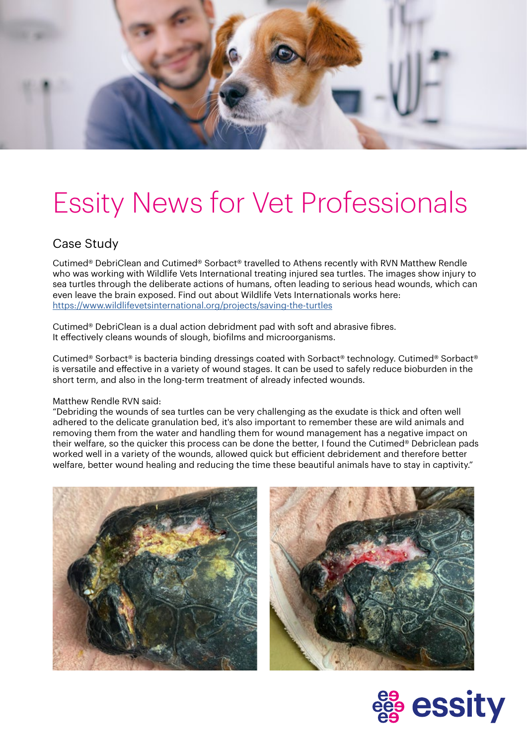# Essity News for Vet Professionals

## Case Study

Cutimed® DebriClean and Cutimed® Sorbact® travelled to Athens recently with RVN Matthew Rendle who was working with Wildlife Vets International treating injured sea turtles. The images show injury to sea turtles through the deliberate actions of humans, often leading to serious head wounds, which can even leave the brain exposed. Find out about Wildlife Vets Internationals works here: https://www.wildlifevetsinternational.org/projects/saving-the-turtles

Cutimed® DebriClean is a dual action debridment pad with soft and abrasive fibres. It effectively cleans wounds of slough, biofilms and microorganisms.

Cutimed® Sorbact® is bacteria binding dressings coated with Sorbact® technology. Cutimed® Sorbact® is versatile and effective in a variety of wound stages. It can be used to safely reduce bioburden in the short term, and also in the long-term treatment of already infected wounds.

Matthew Rendle RVN said:
"Debriding the wounds of sea turtles can be very challenging as the exudate is thick and often well adhered to the delicate granulation bed, it's also important to remember these are wild animals and removing them from the water and handling them for wound management has a negative impact on their welfare, so the quicker this process can be done the better, I found the Cutimed® Debriclean pads worked well in a variety of the wounds, allowed quick but efficient debridement and therefore better welfare, better wound healing and reducing the time these beautiful animals have to stay in captivity."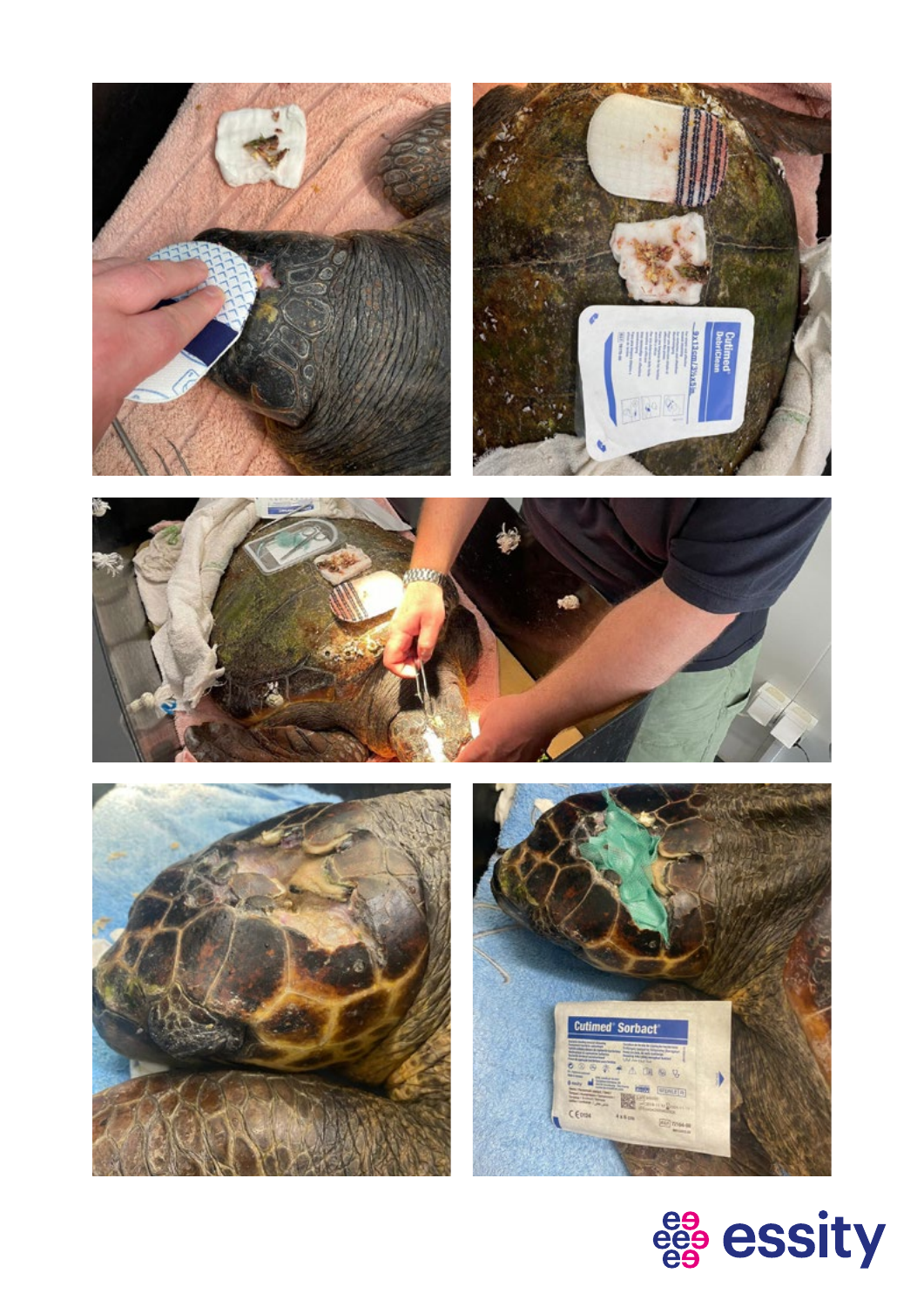essity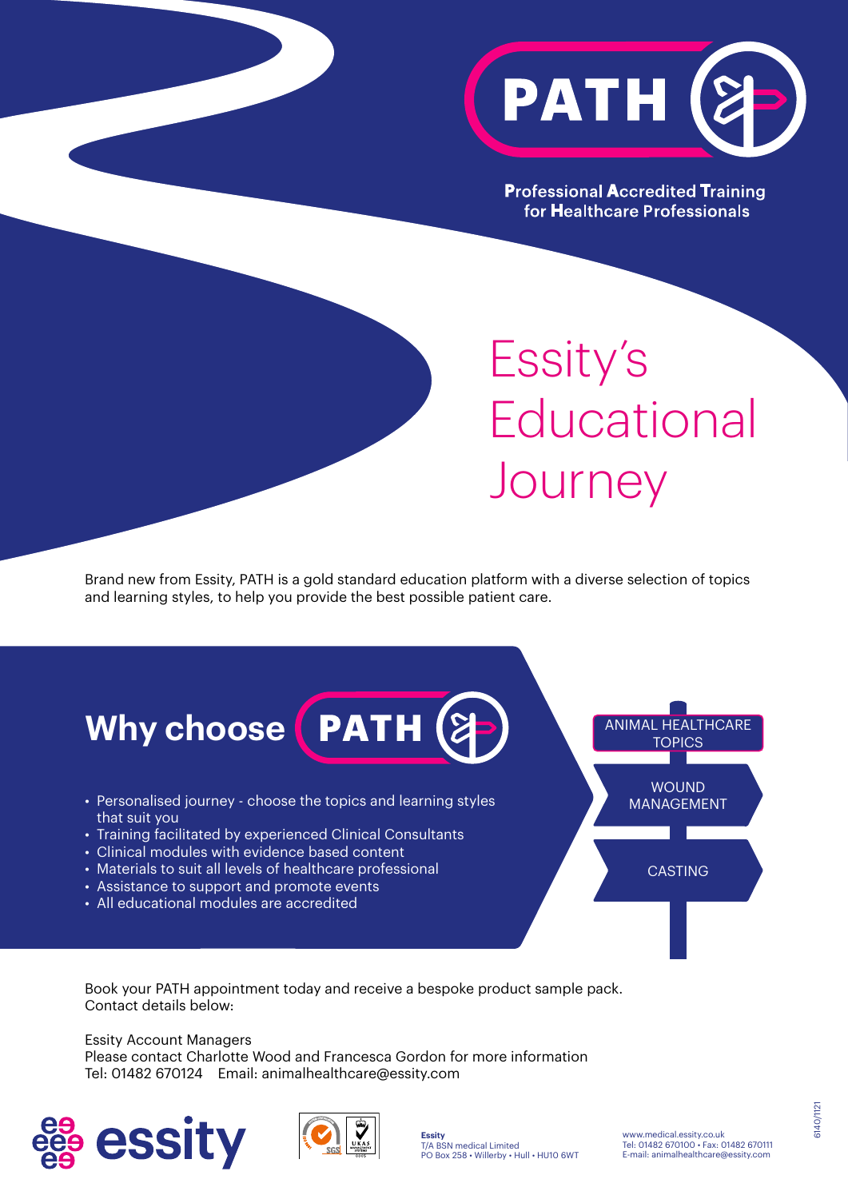# PATH

**P**rofessional **A**ccredited **T**raining for **H**ealthcare Professionals

# Essity's Educational Journey

Brand new from Essity, PATH is a gold standard education platform with a diverse selection of topics and learning styles, to help you provide the best possible patient care.

## Why choose PATH

- Personalised journey - choose the topics and learning styles that suit you
- Training facilitated by experienced Clinical Consultants
- Clinical modules with evidence based content
- Materials to suit all levels of healthcare professional
- Assistance to support and promote events
- All educational modules are accredited

ANIMAL HEALTHCARE TOPICS

WOUND MANAGEMENT

CASTING

Book your PATH appointment today and receive a bespoke product sample pack.
Contact details below:

Essity Account Managers
Please contact Charlotte Wood and Francesca Gordon for more information
Tel: 01482 670124 Email: animalhealthcare@essity.com

essity

**Essity**
T/A BSN medical Limited
PO Box 258 • Willerby • Hull • HU10 6WT

www.medical.essity.co.uk
Tel: 01482 670100 • Fax: 01482 670111
E-mail: animalhealthcare@essity.com

6140/1121